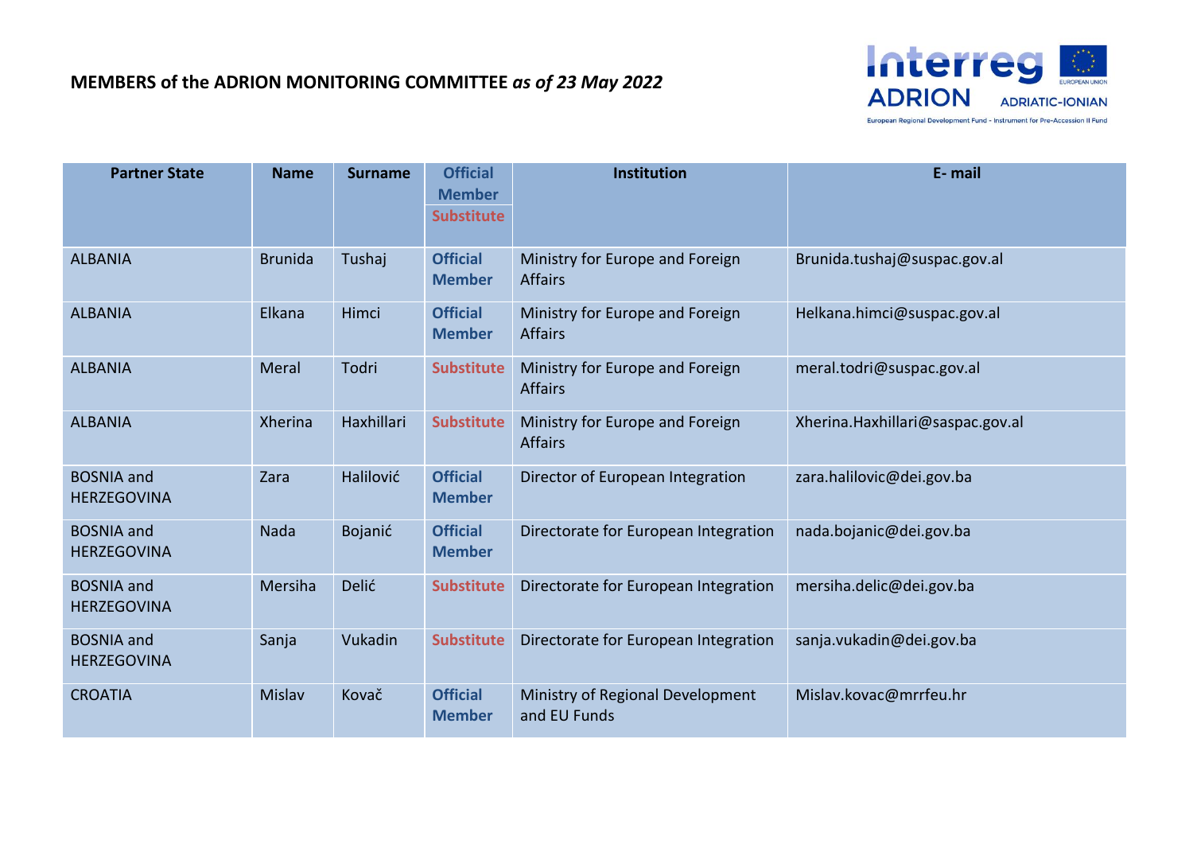**MEMBERS of the ADRION MONITORING COMMITTEE** ***as of 23 May 2022***

| Partner State | Name | Surname | Official Member Substitute | Institution | E- mail |
|---|---|---|---|---|---|
| ALBANIA | Brunida | Tushaj | Official Member | Ministry for Europe and Foreign Affairs | Brunida.tushaj@suspac.gov.al |
| ALBANIA | Elkana | Himci | Official Member | Ministry for Europe and Foreign Affairs | Helkana.himci@suspac.gov.al |
| ALBANIA | Meral | Todri | Substitute | Ministry for Europe and Foreign Affairs | meral.todri@suspac.gov.al |
| ALBANIA | Xherina | Haxhillari | Substitute | Ministry for Europe and Foreign Affairs | Xherina.Haxhillari@saspac.gov.al |
| BOSNIA and HERZEGOVINA | Zara | Halilović | Official Member | Director of European Integration | zara.halilovic@dei.gov.ba |
| BOSNIA and HERZEGOVINA | Nada | Bojanić | Official Member | Directorate for European Integration | nada.bojanic@dei.gov.ba |
| BOSNIA and HERZEGOVINA | Mersiha | Delić | Substitute | Directorate for European Integration | mersiha.delic@dei.gov.ba |
| BOSNIA and HERZEGOVINA | Sanja | Vukadin | Substitute | Directorate for European Integration | sanja.vukadin@dei.gov.ba |
| CROATIA | Mislav | Kovač | Official Member | Ministry of Regional Development and EU Funds | Mislav.kovac@mrrfeu.hr |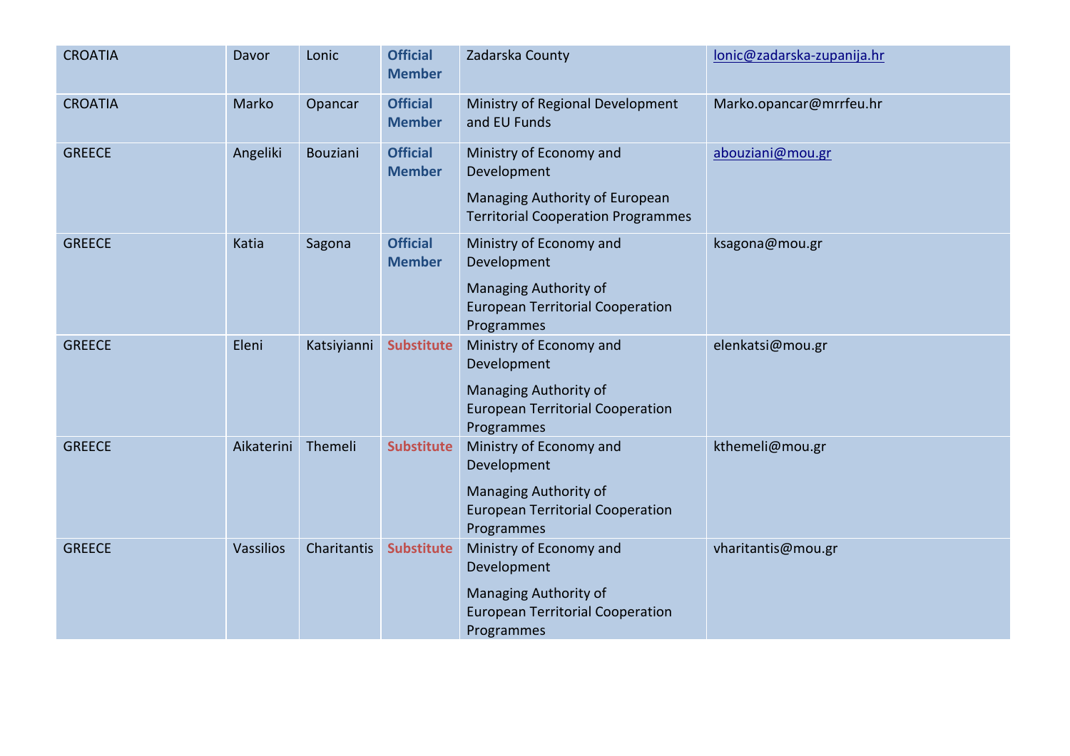| CROATIA | Davor | Lonic | **Official Member** | Zadarska County | lonic@zadarska-zupanija.hr |
|---|---|---|---|---|---|
| CROATIA | Marko | Opancar | **Official Member** | Ministry of Regional Development and EU Funds | Marko.opancar@mrrfeu.hr |
| GREECE | Angeliki | Bouziani | **Official Member** | Ministry of Economy and Development<br><br>Managing Authority of European Territorial Cooperation Programmes | abouziani@mou.gr |
| GREECE | Katia | Sagona | **Official Member** | Ministry of Economy and Development<br><br>Managing Authority of European Territorial Cooperation Programmes | ksagona@mou.gr |
| GREECE | Eleni | Katsiyianni | **Substitute** | Ministry of Economy and Development<br><br>Managing Authority of European Territorial Cooperation Programmes | elenkatsi@mou.gr |
| GREECE | Aikaterini | Themeli | **Substitute** | Ministry of Economy and Development<br><br>Managing Authority of European Territorial Cooperation Programmes | kthemeli@mou.gr |
| GREECE | Vassilios | Charitantis | **Substitute** | Ministry of Economy and Development<br><br>Managing Authority of European Territorial Cooperation Programmes | vharitantis@mou.gr |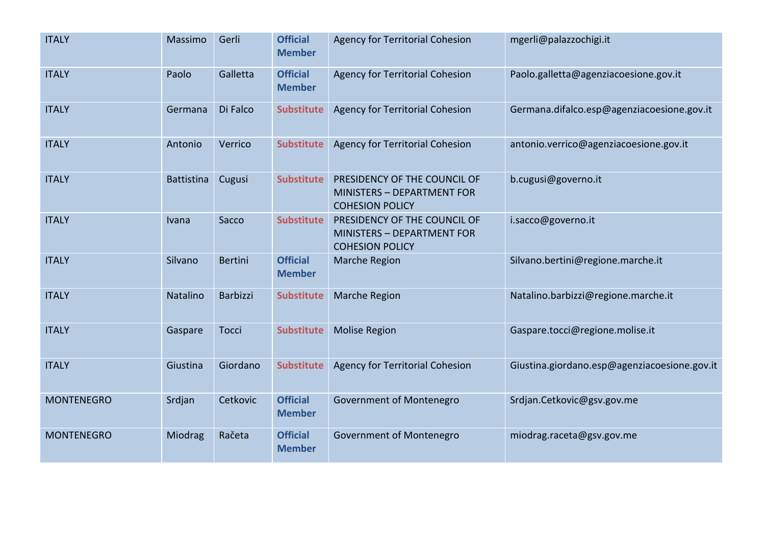| ITALY | Massimo | Gerli | **Official Member** | Agency for Territorial Cohesion | mgerli@palazzochigi.it |
|---|---|---|---|---|---|
| ITALY | Paolo | Galletta | **Official Member** | Agency for Territorial Cohesion | Paolo.galletta@agenziacoesione.gov.it |
| ITALY | Germana | Di Falco | **Substitute** | Agency for Territorial Cohesion | Germana.difalco.esp@agenziacoesione.gov.it |
| ITALY | Antonio | Verrico | **Substitute** | Agency for Territorial Cohesion | antonio.verrico@agenziacoesione.gov.it |
| ITALY | Battistina | Cugusi | **Substitute** | PRESIDENCY OF THE COUNCIL OF MINISTERS – DEPARTMENT FOR COHESION POLICY | b.cugusi@governo.it |
| ITALY | Ivana | Sacco | **Substitute** | PRESIDENCY OF THE COUNCIL OF MINISTERS – DEPARTMENT FOR COHESION POLICY | i.sacco@governo.it |
| ITALY | Silvano | Bertini | **Official Member** | Marche Region | Silvano.bertini@regione.marche.it |
| ITALY | Natalino | Barbizzi | **Substitute** | Marche Region | Natalino.barbizzi@regione.marche.it |
| ITALY | Gaspare | Tocci | **Substitute** | Molise Region | Gaspare.tocci@regione.molise.it |
| ITALY | Giustina | Giordano | **Substitute** | Agency for Territorial Cohesion | Giustina.giordano.esp@agenziacoesione.gov.it |
| MONTENEGRO | Srdjan | Cetkovic | **Official Member** | Government of Montenegro | Srdjan.Cetkovic@gsv.gov.me |
| MONTENEGRO | Miodrag | Račeta | **Official Member** | Government of Montenegro | miodrag.raceta@gsv.gov.me |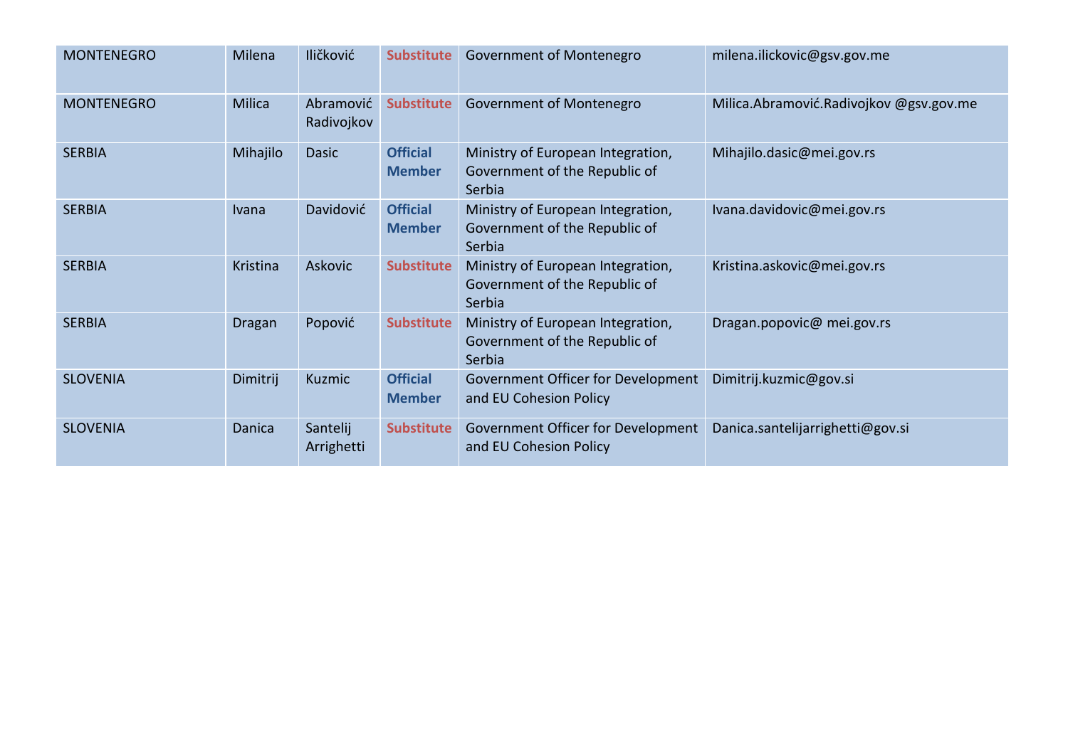| | | | | | |
|---|---|---|---|---|---|
| MONTENEGRO | Milena | Iličković | **Substitute** | Government of Montenegro | milena.ilickovic@gsv.gov.me |
| MONTENEGRO | Milica | Abramović Radivojkov | **Substitute** | Government of Montenegro | Milica.Abramović.Radivojkov @gsv.gov.me |
| SERBIA | Mihajilo | Dasic | **Official Member** | Ministry of European Integration, Government of the Republic of Serbia | Mihajilo.dasic@mei.gov.rs |
| SERBIA | Ivana | Davidović | **Official Member** | Ministry of European Integration, Government of the Republic of Serbia | Ivana.davidovic@mei.gov.rs |
| SERBIA | Kristina | Askovic | **Substitute** | Ministry of European Integration, Government of the Republic of Serbia | Kristina.askovic@mei.gov.rs |
| SERBIA | Dragan | Popović | **Substitute** | Ministry of European Integration, Government of the Republic of Serbia | Dragan.popovic@ mei.gov.rs |
| SLOVENIA | Dimitrij | Kuzmic | **Official Member** | Government Officer for Development and EU Cohesion Policy | Dimitrij.kuzmic@gov.si |
| SLOVENIA | Danica | Santelij Arrighetti | **Substitute** | Government Officer for Development and EU Cohesion Policy | Danica.santelijarrighetti@gov.si |